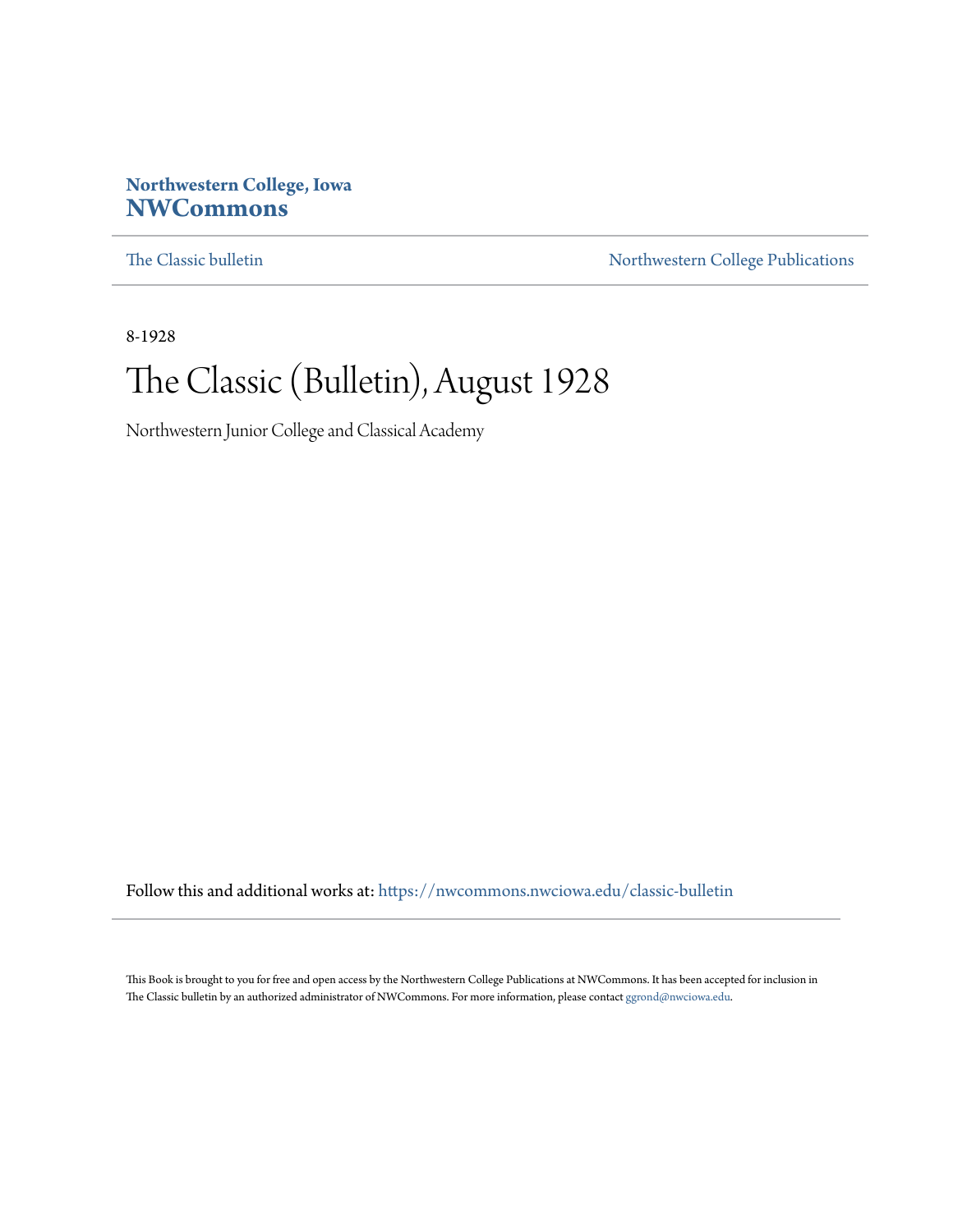**Northwestern College, Iowa**
**NWCommons**

The Classic bulletin | Northwestern College Publications

8-1928

# The Classic (Bulletin), August 1928

Northwestern Junior College and Classical Academy

Follow this and additional works at: https://nwcommons.nwciowa.edu/classic-bulletin

This Book is brought to you for free and open access by the Northwestern College Publications at NWCommons. It has been accepted for inclusion in The Classic bulletin by an authorized administrator of NWCommons. For more information, please contact ggrond@nwciowa.edu.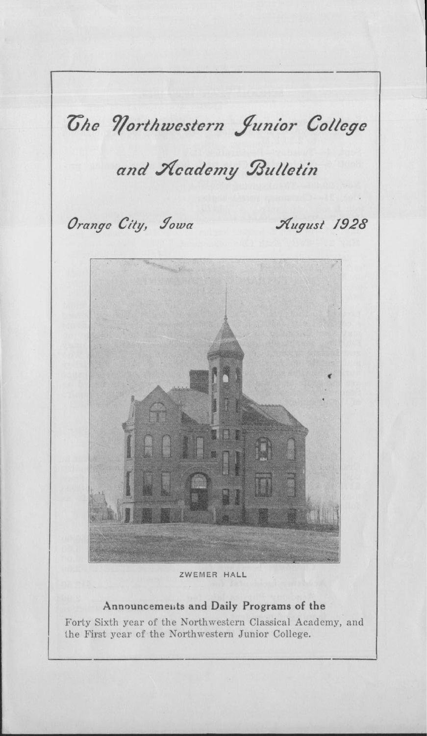# The Northwestern Junior College

# and Academy Bulletin

Orange City, Iowa — August 1928

ZWEMER HALL

**Announcements and Daily Programs of the**

Forty Sixth year of the Northwestern Classical Academy, and the First year of the Northwestern Junior College.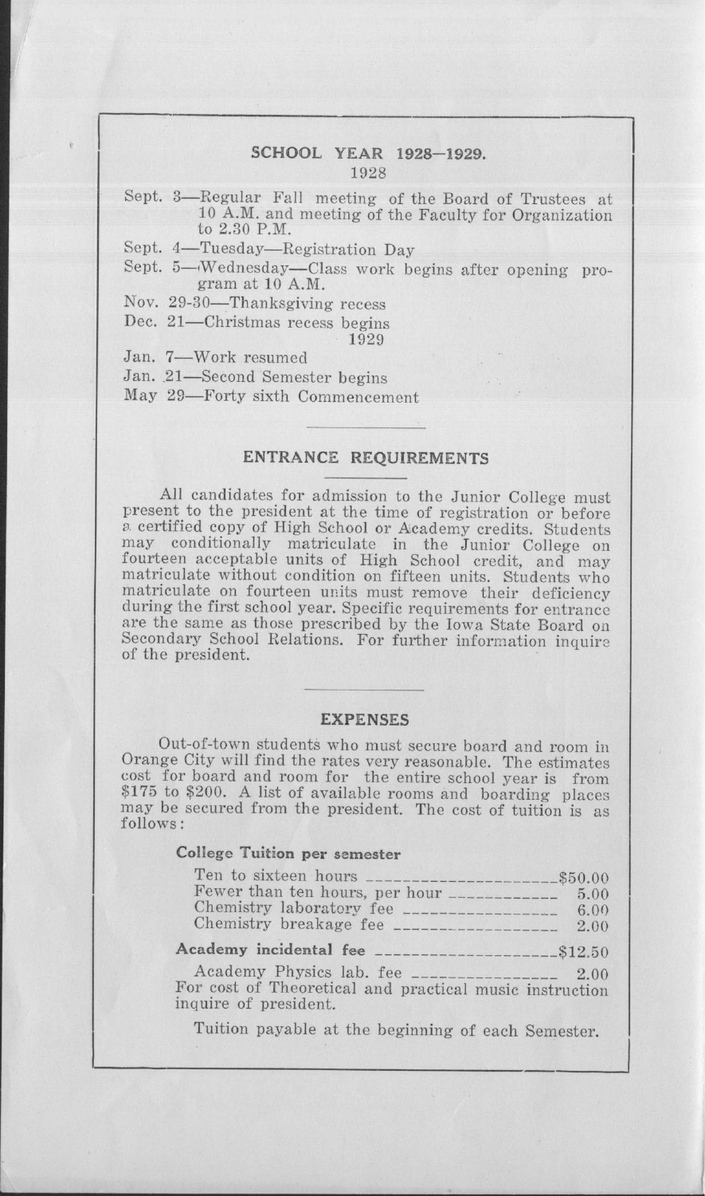## SCHOOL YEAR 1928–1929.

1928

Sept. 3—Regular Fall meeting of the Board of Trustees at 10 A.M. and meeting of the Faculty for Organization to 2.30 P.M.

Sept. 4—Tuesday—Registration Day

Sept. 5—Wednesday—Class work begins after opening program at 10 A.M.

Nov. 29-30—Thanksgiving recess

Dec. 21—Christmas recess begins

1929

Jan. 7—Work resumed

Jan. 21—Second Semester begins

May 29—Forty sixth Commencement

## ENTRANCE REQUIREMENTS

All candidates for admission to the Junior College must present to the president at the time of registration or before a certified copy of High School or Academy credits. Students may conditionally matriculate in the Junior College on fourteen acceptable units of High School credit, and may matriculate without condition on fifteen units. Students who matriculate on fourteen units must remove their deficiency during the first school year. Specific requirements for entrance are the same as those prescribed by the Iowa State Board on Secondary School Relations. For further information inquire of the president.

## EXPENSES

Out-of-town students who must secure board and room in Orange City will find the rates very reasonable. The estimates cost for board and room for the entire school year is from $175 to $200. A list of available rooms and boarding places may be secured from the president. The cost of tuition is as follows:

**College Tuition per semester**

| | |
|---|---|
| Ten to sixteen hours | $50.00 |
| Fewer than ten hours, per hour | 5.00 |
| Chemistry laboratory fee | 6.00 |
| Chemistry breakage fee | 2.00 |
| **Academy incidental fee** | $12.50 |
| Academy Physics lab. fee | 2.00 |

For cost of Theoretical and practical music instruction inquire of president.

Tuition payable at the beginning of each Semester.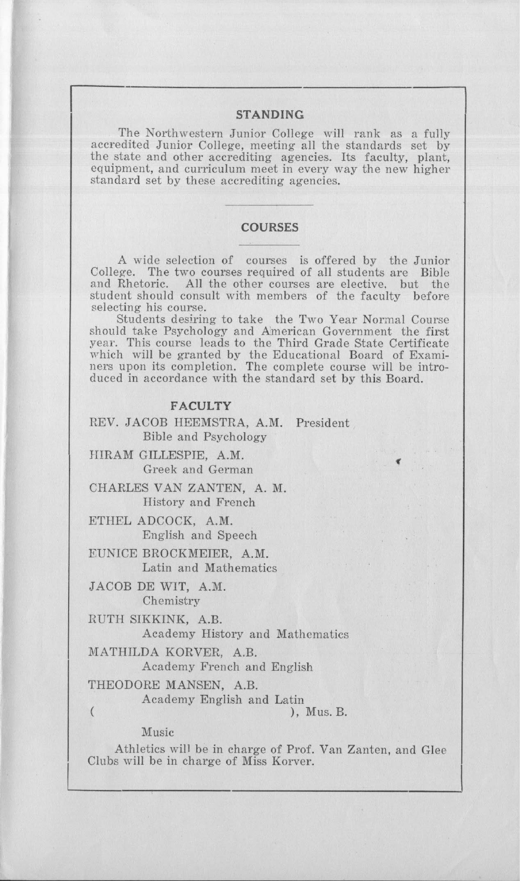## STANDING

The Northwestern Junior College will rank as a fully accredited Junior College, meeting all the standards set by the state and other accrediting agencies. Its faculty, plant, equipment, and curriculum meet in every way the new higher standard set by these accrediting agencies.

## COURSES

A wide selection of courses is offered by the Junior College. The two courses required of all students are Bible and Rhetoric. All the other courses are elective, but the student should consult with members of the faculty before selecting his course.

Students desiring to take the Two Year Normal Course should take Psychology and American Government the first year. This course leads to the Third Grade State Certificate which will be granted by the Educational Board of Examiners upon its completion. The complete course will be introduced in accordance with the standard set by this Board.

### FACULTY

REV. JACOB HEEMSTRA, A.M. President
Bible and Psychology

HIRAM GILLESPIE, A.M.
Greek and German

CHARLES VAN ZANTEN, A. M.
History and French

ETHEL ADCOCK, A.M.
English and Speech

EUNICE BROCKMEIER, A.M.
Latin and Mathematics

JACOB DE WIT, A.M.
Chemistry

RUTH SIKKINK, A.B.
Academy History and Mathematics

MATHILDA KORVER, A.B.
Academy French and English

THEODORE MANSEN, A.B.
Academy English and Latin

(                                        ), Mus. B.
Music

Athletics will be in charge of Prof. Van Zanten, and Glee Clubs will be in charge of Miss Korver.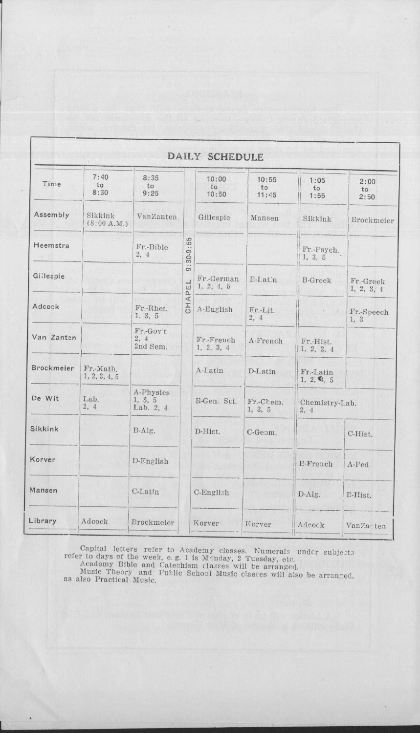## DAILY SCHEDULE

| Time | 7:40 to 8:30 | 8:35 to 9:25 | CHAPEL 9:30-9:55 | 10:00 to 10:50 | 10:55 to 11:45 | 1:05 to 1:55 | 2:00 to 2:50 |
|---|---|---|---|---|---|---|---|
| Assembly | Sikkink (8:00 A.M.) | VanZanten | | Gillespie | Mansen | Sikkink | Brockmeier |
| Heemstra | | Fr.-Bible 2, 4 | | | | Fr.-Psych. 1, 3, 5 | |
| Gillespie | | | | Fr.-German 1, 2, 4, 5 | B-Latin | B-Greek | Fr.-Greek 1, 2, 3, 4 |
| Adcock | | Fr.-Rhet. 1. 3, 5 | | A-English | Fr.-Lit. 2, 4 | | Fr.-Speech 1, 3 |
| Van Zanten | | Fr.-Gov't 2, 4 2nd Sem. | | Fr.-French 1, 2, 3, 4 | A-French | Fr.-Hist. 1, 2, 3, 4 | |
| Brockmeier | Fr.-Math. 1, 2, 3, 4, 5 | | | A-Latin | D-Latin | Fr.-Latin 1, 2, 4, 5 | |
| De Wit | Lab. 2, 4 | A-Physics 1, 3, 5 Lab. 2, 4 | | B-Gen. Sci. | Fr.-Chem. 1, 3, 5 | Chemistry-Lab. 2, 4 | |
| Sikkink | | B-Alg. | | D-Hist. | C-Geom. | | C-Hist. |
| Korver | | D-English | | | | E-French | A-Ped. |
| Mansen | | C-Latin | | C-English | | D-Alg. | B-Hist. |
| Library | Adcock | Brockmeier | | Korver | Korver | Adcock | VanZanten |

Capital letters refer to Academy classes. Numerals under subjects refer to days of the week, e. g. 1 is Monday, 2 Tuesday, etc.

Academy Bible and Catechism classes will be arranged.

Music Theory and Public School Music classes will also be arranged, as also Practical Music.